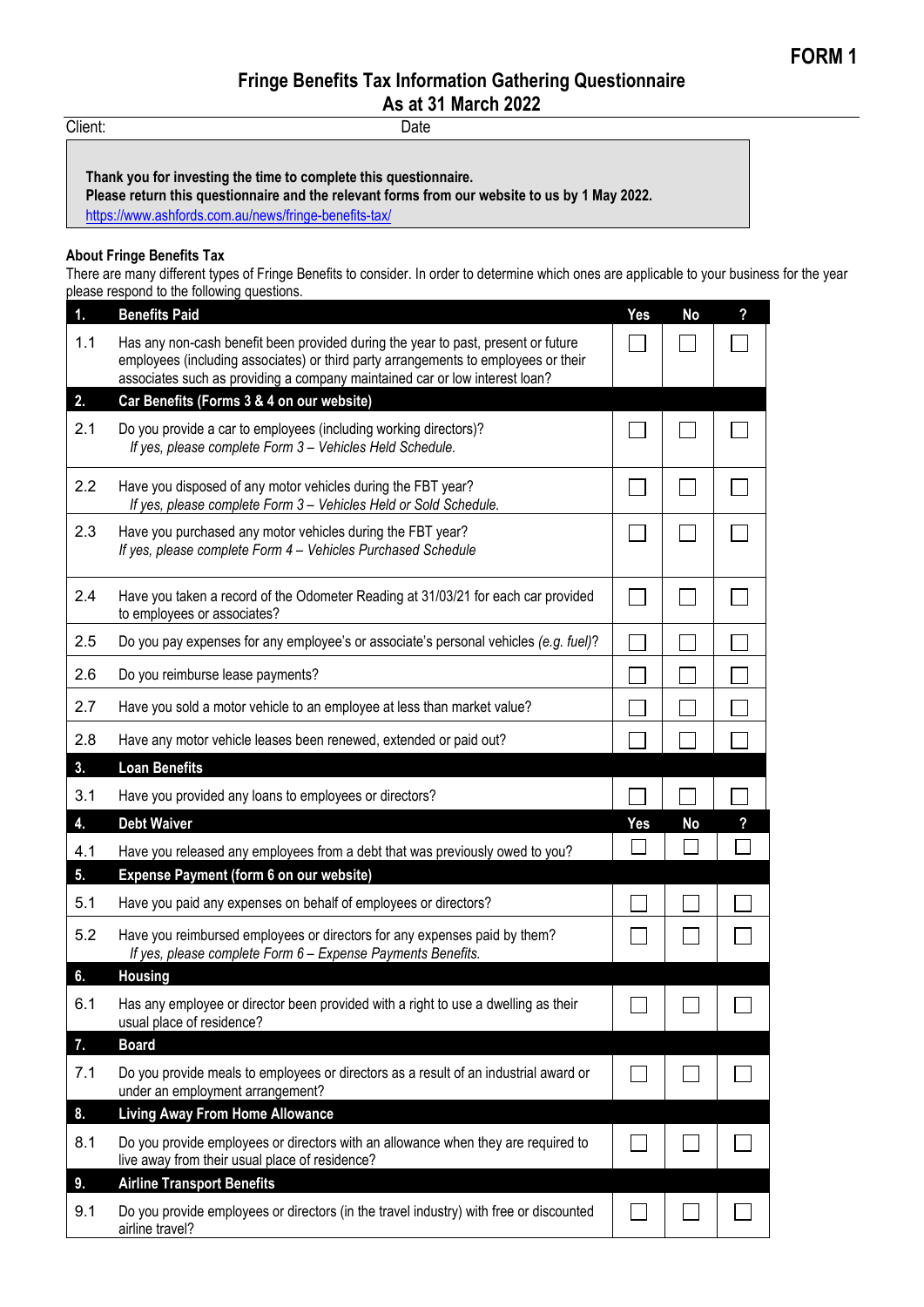**FORM 1**

# Fringe Benefits Tax Information Gathering Questionnaire
## As at 31 March 2022

Client: Date

**Thank you for investing the time to complete this questionnaire.**
**Please return this questionnaire and the relevant forms from our website to us by 1 May 2022.**
https://www.ashfords.com.au/news/fringe-benefits-tax/

### About Fringe Benefits Tax

There are many different types of Fringe Benefits to consider. In order to determine which ones are applicable to your business for the year please respond to the following questions.

| | | Yes | No | ? |
|---|---|---|---|---|
| **1.** | **Benefits Paid** | | | |
| 1.1 | Has any non-cash benefit been provided during the year to past, present or future employees (including associates) or third party arrangements to employees or their associates such as providing a company maintained car or low interest loan? | ☐ | ☐ | ☐ |
| **2.** | **Car Benefits (Forms 3 & 4 on our website)** | | | |
| 2.1 | Do you provide a car to employees (including working directors)? *If yes, please complete Form 3 – Vehicles Held Schedule.* | ☐ | ☐ | ☐ |
| 2.2 | Have you disposed of any motor vehicles during the FBT year? *If yes, please complete Form 3 – Vehicles Held or Sold Schedule.* | ☐ | ☐ | ☐ |
| 2.3 | Have you purchased any motor vehicles during the FBT year? *If yes, please complete Form 4 – Vehicles Purchased Schedule* | ☐ | ☐ | ☐ |
| 2.4 | Have you taken a record of the Odometer Reading at 31/03/21 for each car provided to employees or associates? | ☐ | ☐ | ☐ |
| 2.5 | Do you pay expenses for any employee's or associate's personal vehicles *(e.g. fuel)*? | ☐ | ☐ | ☐ |
| 2.6 | Do you reimburse lease payments? | ☐ | ☐ | ☐ |
| 2.7 | Have you sold a motor vehicle to an employee at less than market value? | ☐ | ☐ | ☐ |
| 2.8 | Have any motor vehicle leases been renewed, extended or paid out? | ☐ | ☐ | ☐ |
| **3.** | **Loan Benefits** | | | |
| 3.1 | Have you provided any loans to employees or directors? | ☐ | ☐ | ☐ |
| **4.** | **Debt Waiver** | **Yes** | **No** | **?** |
| 4.1 | Have you released any employees from a debt that was previously owed to you? | ☐ | ☐ | ☐ |
| **5.** | **Expense Payment (form 6 on our website)** | | | |
| 5.1 | Have you paid any expenses on behalf of employees or directors? | ☐ | ☐ | ☐ |
| 5.2 | Have you reimbursed employees or directors for any expenses paid by them? *If yes, please complete Form 6 – Expense Payments Benefits.* | ☐ | ☐ | ☐ |
| **6.** | **Housing** | | | |
| 6.1 | Has any employee or director been provided with a right to use a dwelling as their usual place of residence? | ☐ | ☐ | ☐ |
| **7.** | **Board** | | | |
| 7.1 | Do you provide meals to employees or directors as a result of an industrial award or under an employment arrangement? | ☐ | ☐ | ☐ |
| **8.** | **Living Away From Home Allowance** | | | |
| 8.1 | Do you provide employees or directors with an allowance when they are required to live away from their usual place of residence? | ☐ | ☐ | ☐ |
| **9.** | **Airline Transport Benefits** | | | |
| 9.1 | Do you provide employees or directors (in the travel industry) with free or discounted airline travel? | ☐ | ☐ | ☐ |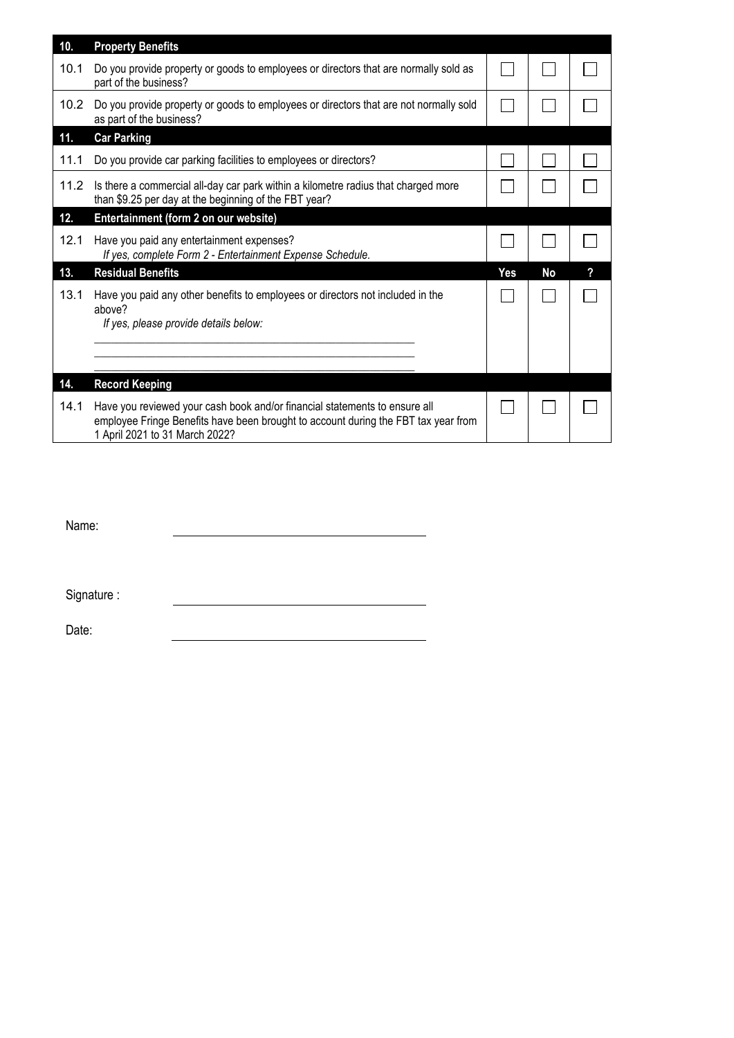| | | Yes | No | ? |
|---|---|---|---|---|
| **10.** | **Property Benefits** | | | |
| 10.1 | Do you provide property or goods to employees or directors that are normally sold as part of the business? | ☐ | ☐ | ☐ |
| 10.2 | Do you provide property or goods to employees or directors that are not normally sold as part of the business? | ☐ | ☐ | ☐ |
| **11.** | **Car Parking** | | | |
| 11.1 | Do you provide car parking facilities to employees or directors? | ☐ | ☐ | ☐ |
| 11.2 | Is there a commercial all-day car park within a kilometre radius that charged more than $9.25 per day at the beginning of the FBT year? | ☐ | ☐ | ☐ |
| **12.** | **Entertainment (form 2 on our website)** | | | |
| 12.1 | Have you paid any entertainment expenses?<br>*If yes, complete Form 2 - Entertainment Expense Schedule.* | ☐ | ☐ | ☐ |
| **13.** | **Residual Benefits** | **Yes** | **No** | **?** |
| 13.1 | Have you paid any other benefits to employees or directors not included in the above?<br>*If yes, please provide details below:*<br>\_\_\_\_\_\_\_\_\_\_\_\_\_\_\_\_\_\_\_\_\_\_\_\_\_\_\_\_\_\_\_\_\_\_\_\_\_\_\_\_\_\_\_\_\_\_<br>\_\_\_\_\_\_\_\_\_\_\_\_\_\_\_\_\_\_\_\_\_\_\_\_\_\_\_\_\_\_\_\_\_\_\_\_\_\_\_\_\_\_\_\_\_\_<br>\_\_\_\_\_\_\_\_\_\_\_\_\_\_\_\_\_\_\_\_\_\_\_\_\_\_\_\_\_\_\_\_\_\_\_\_\_\_\_\_\_\_\_\_\_\_ | ☐ | ☐ | ☐ |
| **14.** | **Record Keeping** | | | |
| 14.1 | Have you reviewed your cash book and/or financial statements to ensure all employee Fringe Benefits have been brought to account during the FBT tax year from 1 April 2021 to 31 March 2022? | ☐ | ☐ | ☐ |

Name: \_\_\_\_\_\_\_\_\_\_\_\_\_\_\_\_\_\_\_\_\_\_\_\_\_\_\_\_\_\_

Signature : \_\_\_\_\_\_\_\_\_\_\_\_\_\_\_\_\_\_\_\_\_\_\_\_\_\_\_\_\_\_

Date: \_\_\_\_\_\_\_\_\_\_\_\_\_\_\_\_\_\_\_\_\_\_\_\_\_\_\_\_\_\_